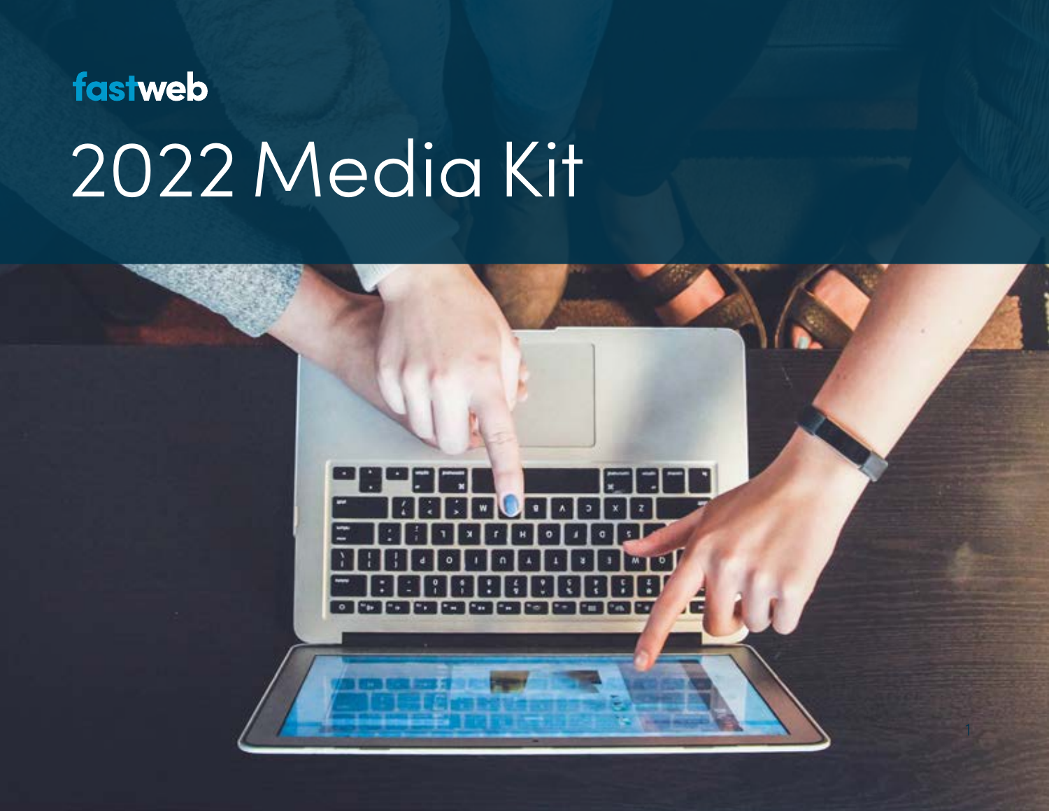fastweb

# 2022 Media Kit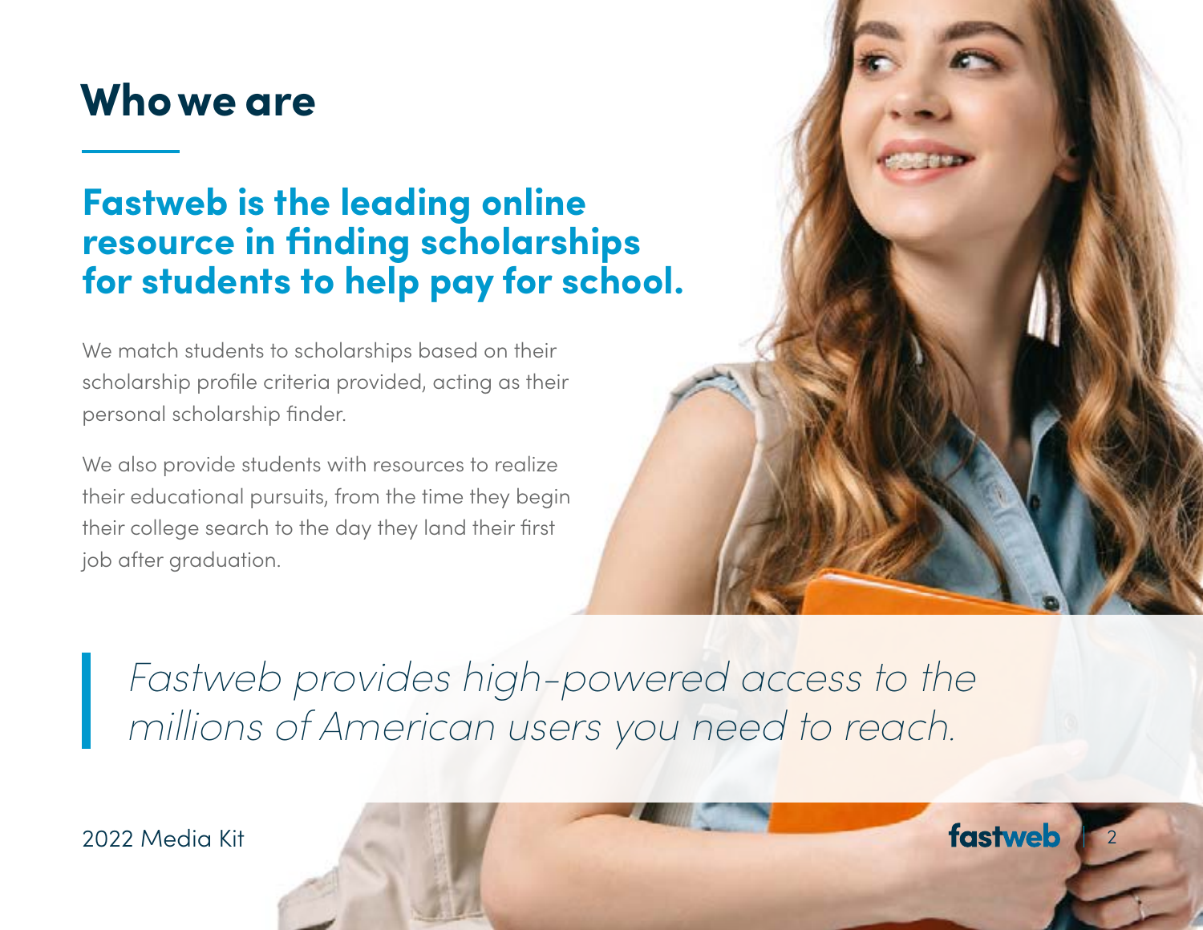# Who we are

## Fastweb is the leading online resource in finding scholarships for students to help pay for school.

We match students to scholarships based on their scholarship profile criteria provided, acting as their personal scholarship finder.

We also provide students with resources to realize their educational pursuits, from the time they begin their college search to the day they land their first job after graduation.

> *Fastweb provides high-powered access to the millions of American users you need to reach.*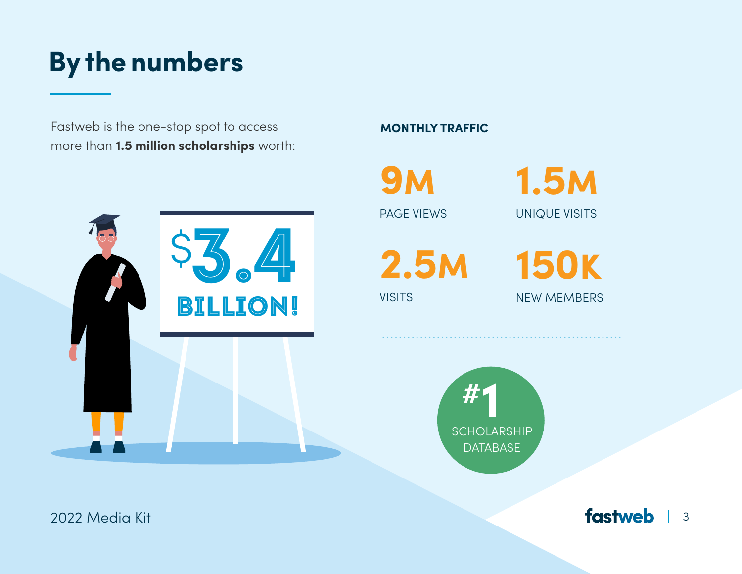# By the numbers

Fastweb is the one-stop spot to access more than **1.5 million scholarships** worth:

**$3.4 BILLION!**

**MONTHLY TRAFFIC**

**9M**
PAGE VIEWS

**1.5M**
UNIQUE VISITS

**2.5M**
VISITS

**150K**
NEW MEMBERS

**#1**
SCHOLARSHIP DATABASE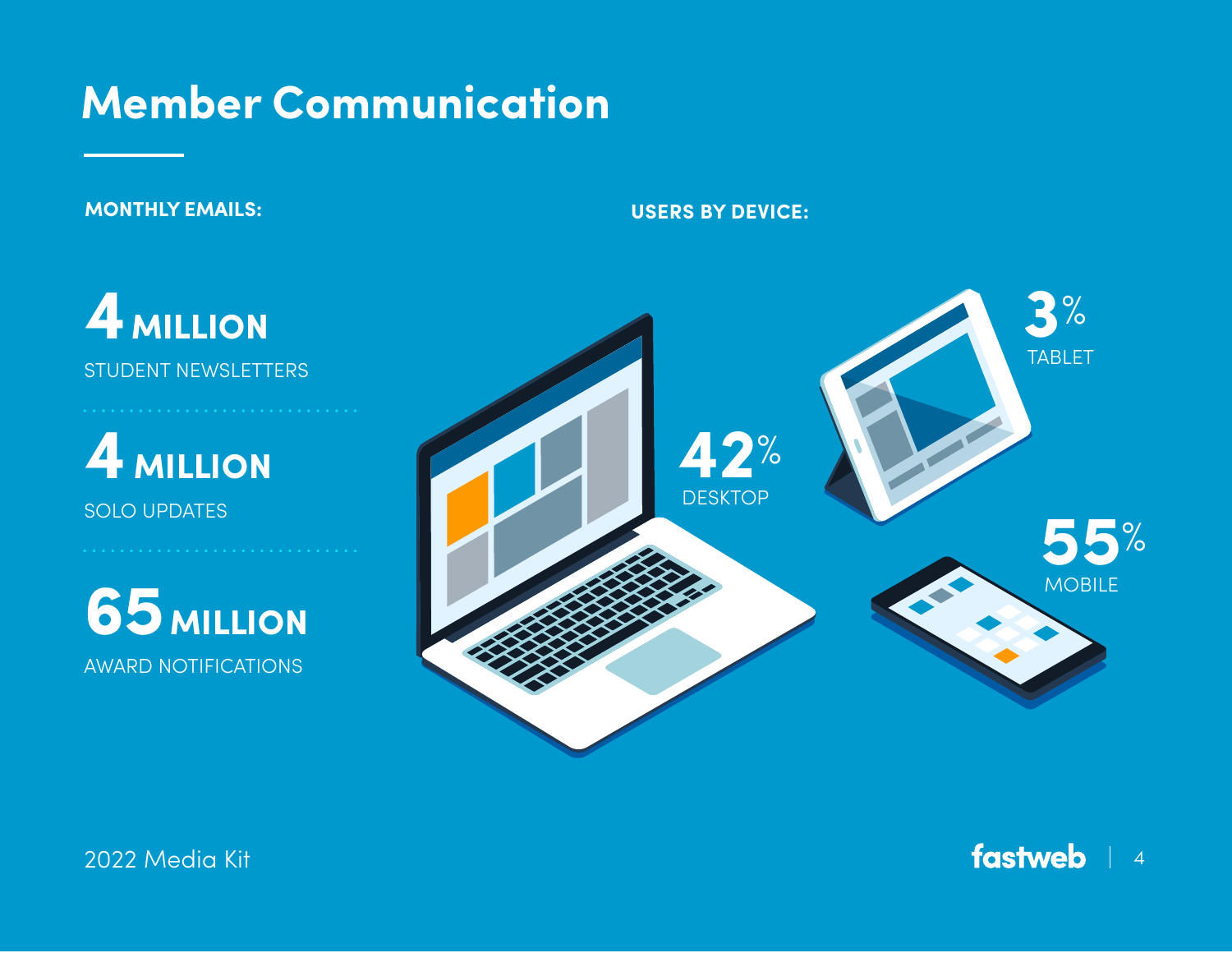# Member Communication

**MONTHLY EMAILS:**

**4 MILLION**
STUDENT NEWSLETTERS

**4 MILLION**
SOLO UPDATES

**65 MILLION**
AWARD NOTIFICATIONS

**USERS BY DEVICE:**

**42%**
DESKTOP

**3%**
TABLET

**55%**
MOBILE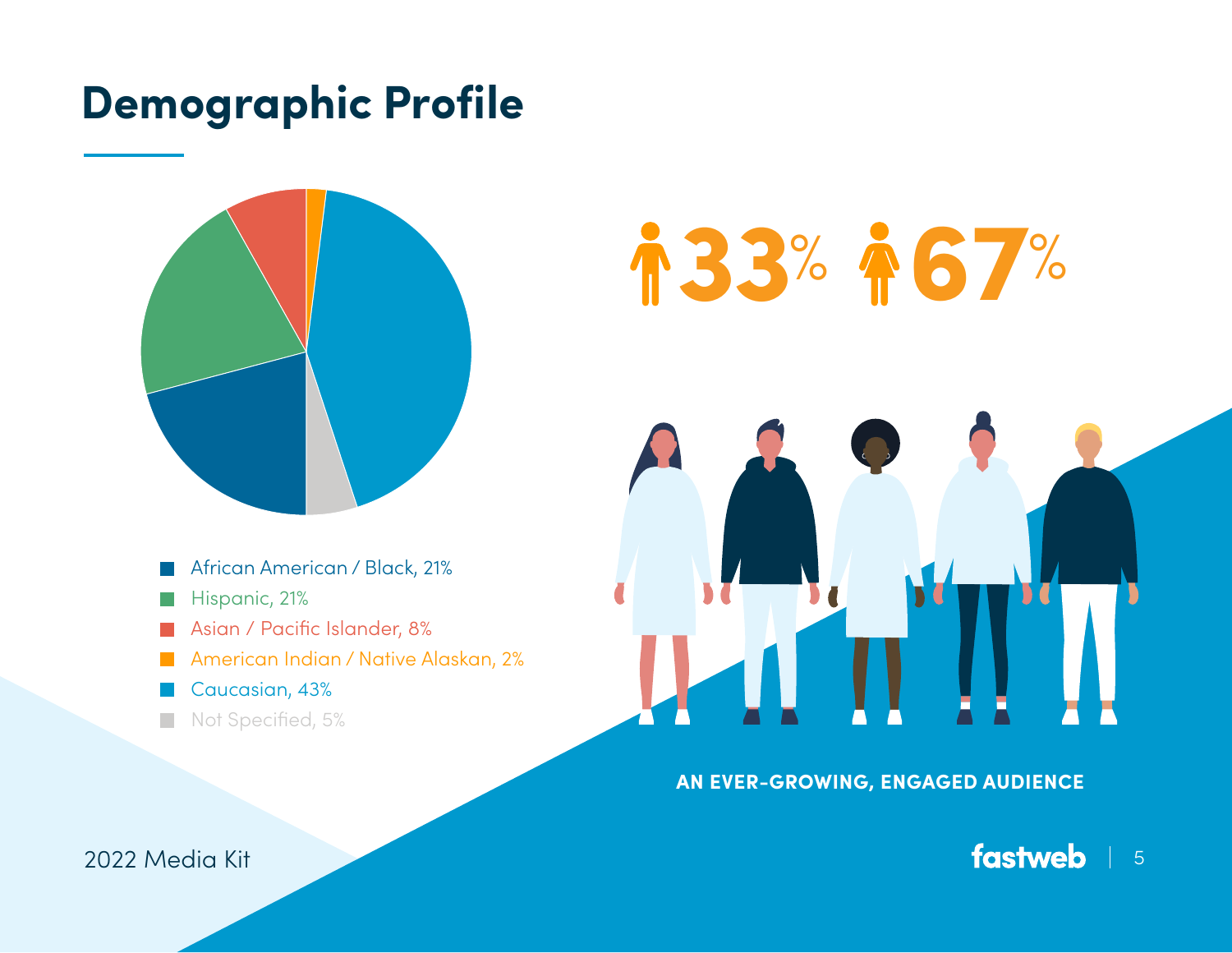# Demographic Profile

- African American / Black, 21%
- Hispanic, 21%
- Asian / Pacific Islander, 8%
- American Indian / Native Alaskan, 2%
- Caucasian, 43%
- Not Specified, 5%

33% 67%

**AN EVER-GROWING, ENGAGED AUDIENCE**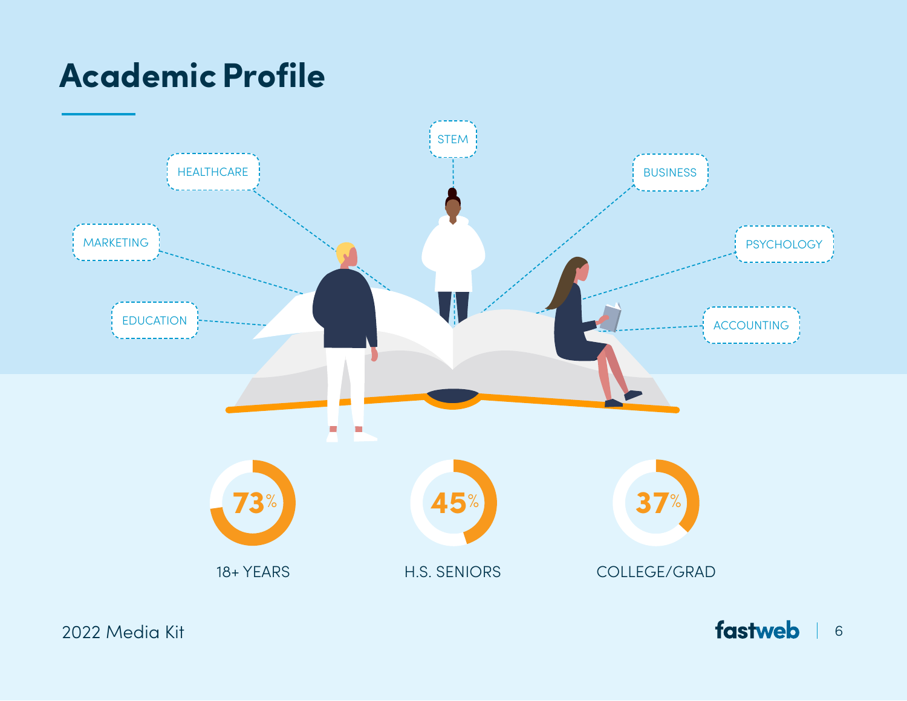# Academic Profile

- HEALTHCARE
- STEM
- BUSINESS
- MARKETING
- PSYCHOLOGY
- EDUCATION
- ACCOUNTING

**73%** 18+ YEARS

**45%** H.S. SENIORS

**37%** COLLEGE/GRAD

2022 Media Kit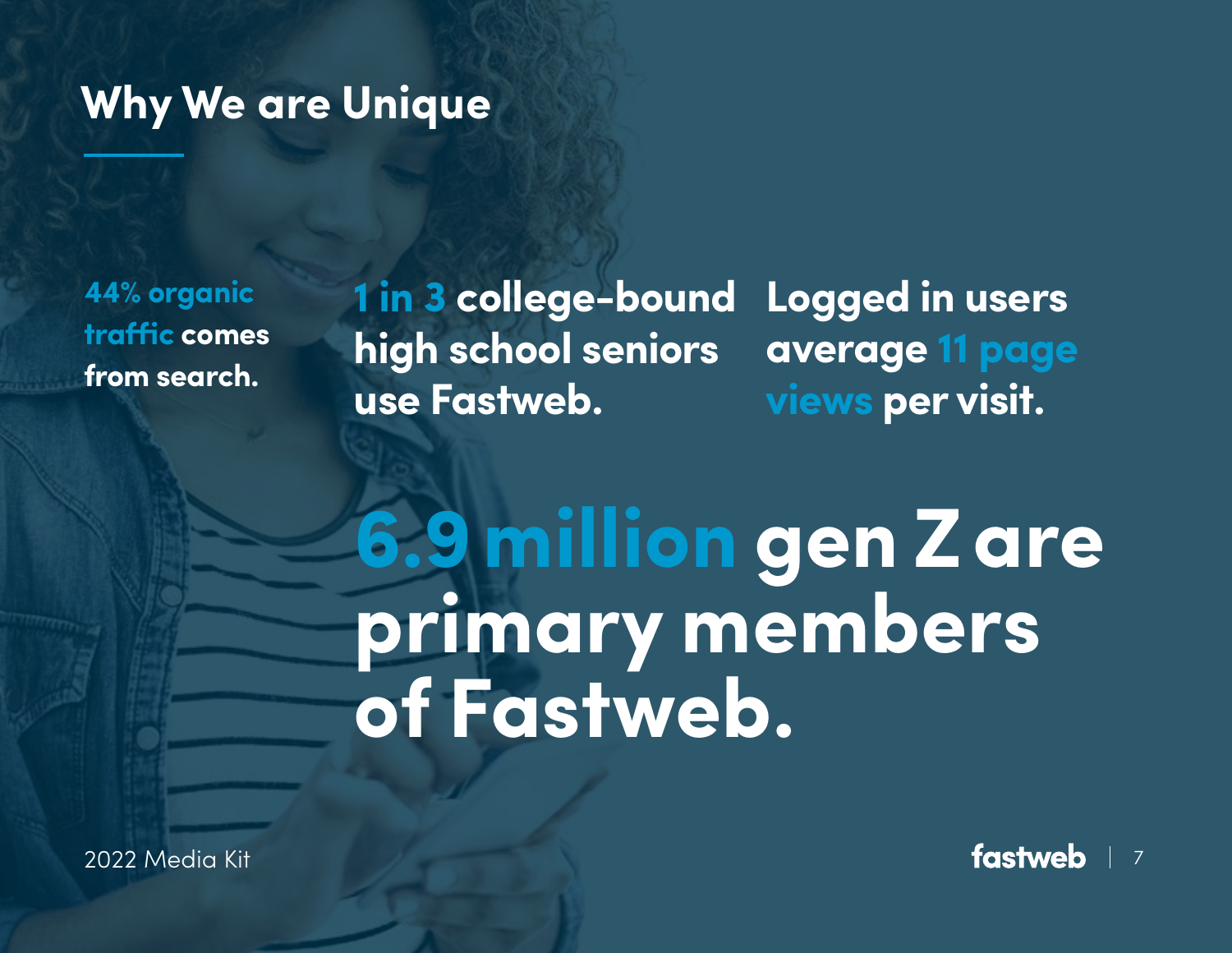## Why We are Unique

**44% organic traffic comes from search.**

**1 in 3 college-bound high school seniors use Fastweb.**

**Logged in users average 11 page views per visit.**

# 6.9 million gen Z are primary members of Fastweb.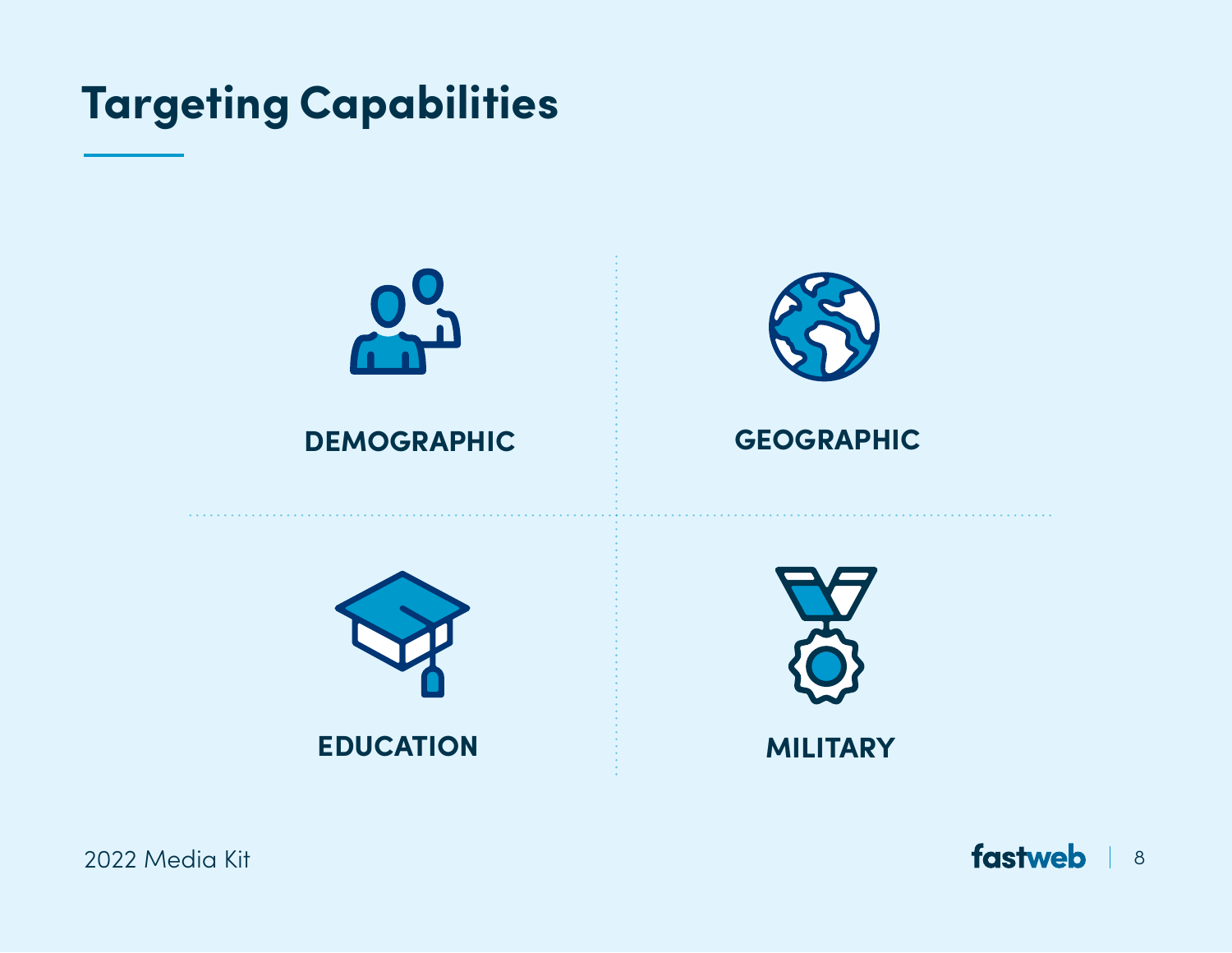# Targeting Capabilities

**DEMOGRAPHIC**

**GEOGRAPHIC**

**EDUCATION**

**MILITARY**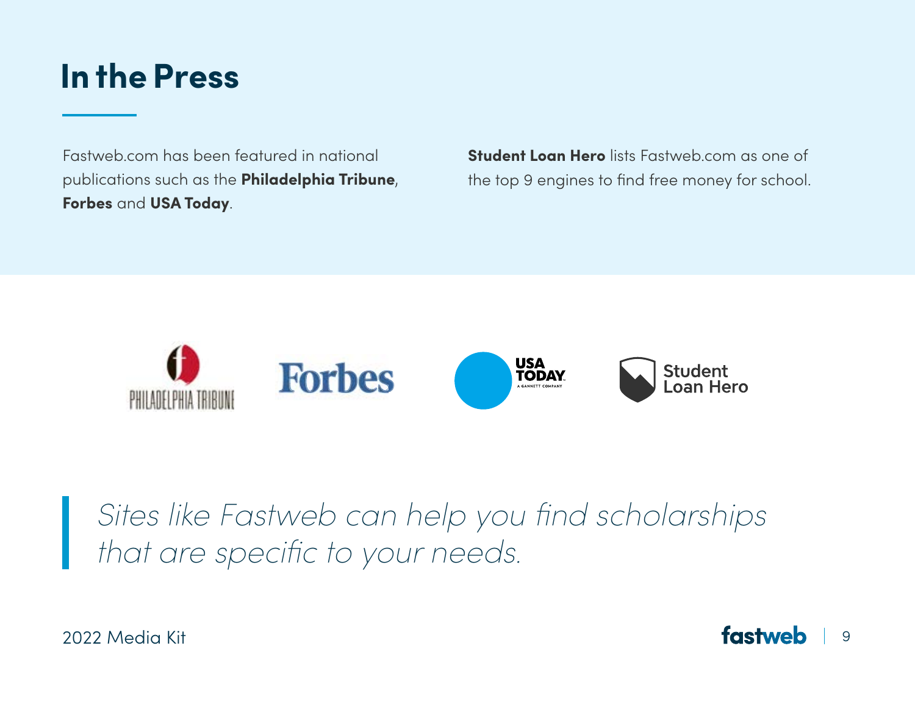# In the Press

Fastweb.com has been featured in national publications such as the **Philadelphia Tribune**, **Forbes** and **USA Today**.

**Student Loan Hero** lists Fastweb.com as one of the top 9 engines to find free money for school.

> *Sites like Fastweb can help you find scholarships that are specific to your needs.*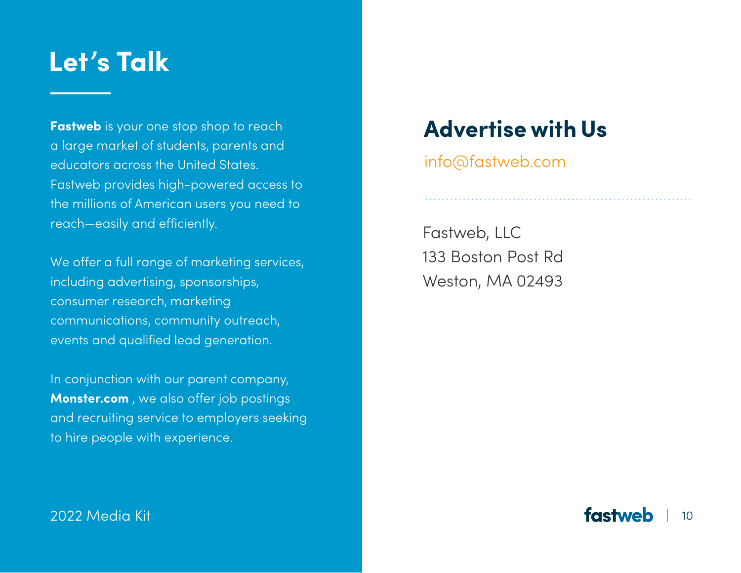# Let's Talk

**Fastweb** is your one stop shop to reach a large market of students, parents and educators across the United States. Fastweb provides high-powered access to the millions of American users you need to reach—easily and efficiently.

We offer a full range of marketing services, including advertising, sponsorships, consumer research, marketing communications, community outreach, events and qualified lead generation.

In conjunction with our parent company, **Monster.com** , we also offer job postings and recruiting service to employers seeking to hire people with experience.

## Advertise with Us

info@fastweb.com

Fastweb, LLC
133 Boston Post Rd
Weston, MA 02493